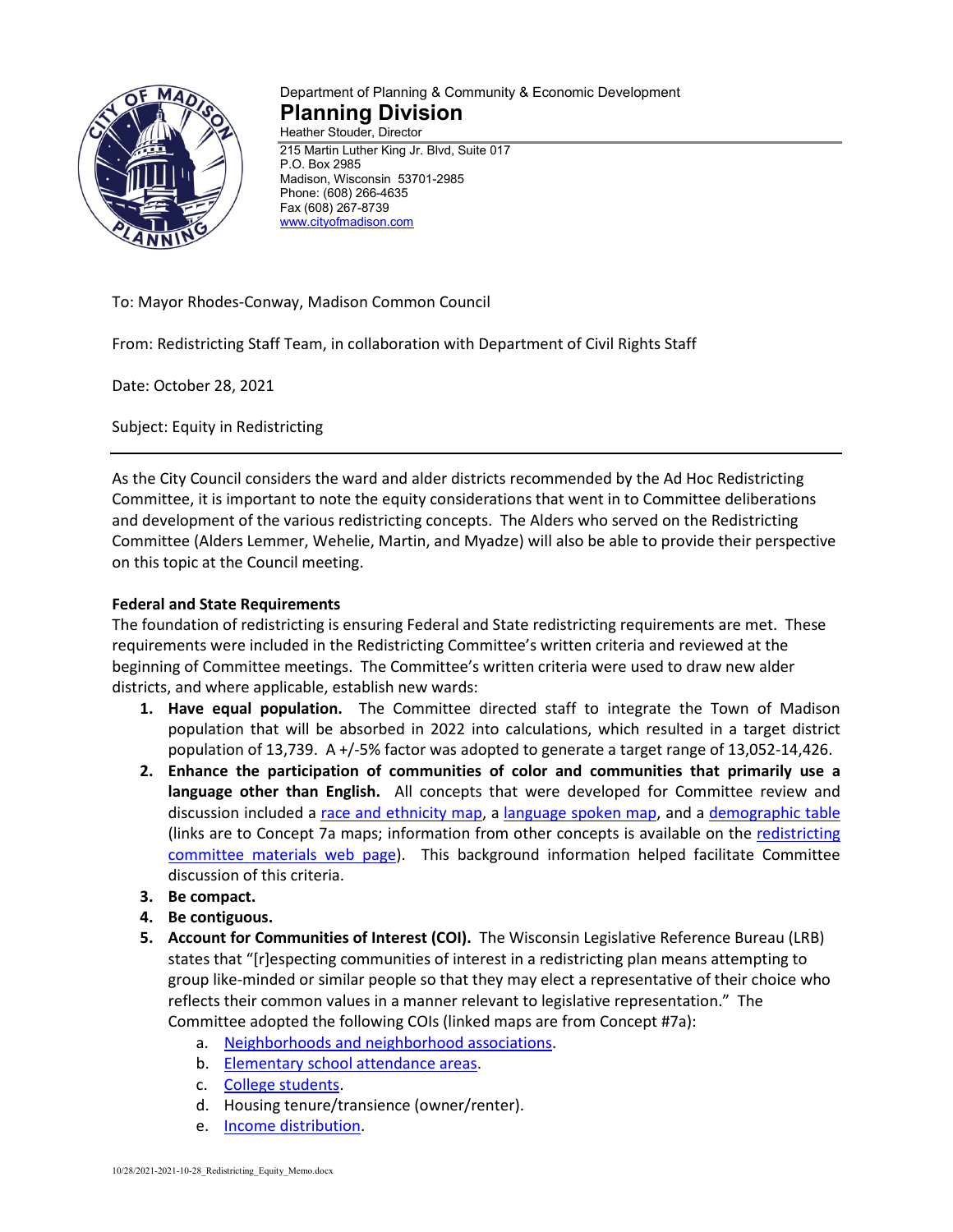Department of Planning & Community & Economic Development

# Planning Division

Heather Stouder, Director

215 Martin Luther King Jr. Blvd, Suite 017
P.O. Box 2985
Madison, Wisconsin 53701-2985
Phone: (608) 266-4635
Fax (608) 267-8739
www.cityofmadison.com

To: Mayor Rhodes-Conway, Madison Common Council

From: Redistricting Staff Team, in collaboration with Department of Civil Rights Staff

Date: October 28, 2021

Subject: Equity in Redistricting

---

As the City Council considers the ward and alder districts recommended by the Ad Hoc Redistricting Committee, it is important to note the equity considerations that went in to Committee deliberations and development of the various redistricting concepts. The Alders who served on the Redistricting Committee (Alders Lemmer, Wehelie, Martin, and Myadze) will also be able to provide their perspective on this topic at the Council meeting.

**Federal and State Requirements**

The foundation of redistricting is ensuring Federal and State redistricting requirements are met. These requirements were included in the Redistricting Committee's written criteria and reviewed at the beginning of Committee meetings. The Committee's written criteria were used to draw new alder districts, and where applicable, establish new wards:

1. **Have equal population.** The Committee directed staff to integrate the Town of Madison population that will be absorbed in 2022 into calculations, which resulted in a target district population of 13,739. A +/-5% factor was adopted to generate a target range of 13,052-14,426.
2. **Enhance the participation of communities of color and communities that primarily use a language other than English.** All concepts that were developed for Committee review and discussion included a race and ethnicity map, a language spoken map, and a demographic table (links are to Concept 7a maps; information from other concepts is available on the redistricting committee materials web page). This background information helped facilitate Committee discussion of this criteria.
3. **Be compact.**
4. **Be contiguous.**
5. **Account for Communities of Interest (COI).** The Wisconsin Legislative Reference Bureau (LRB) states that "[r]especting communities of interest in a redistricting plan means attempting to group like-minded or similar people so that they may elect a representative of their choice who reflects their common values in a manner relevant to legislative representation." The Committee adopted the following COIs (linked maps are from Concept #7a):
   a. Neighborhoods and neighborhood associations.
   b. Elementary school attendance areas.
   c. College students.
   d. Housing tenure/transience (owner/renter).
   e. Income distribution.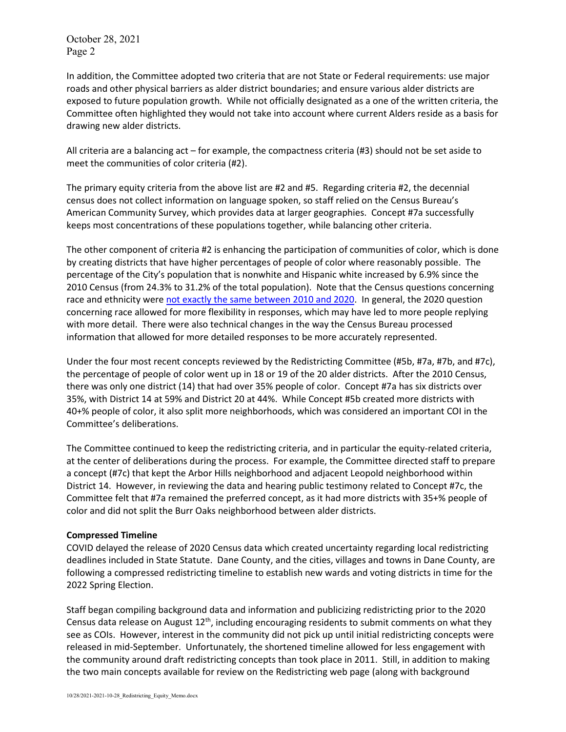In addition, the Committee adopted two criteria that are not State or Federal requirements: use major roads and other physical barriers as alder district boundaries; and ensure various alder districts are exposed to future population growth. While not officially designated as a one of the written criteria, the Committee often highlighted they would not take into account where current Alders reside as a basis for drawing new alder districts.

All criteria are a balancing act – for example, the compactness criteria (#3) should not be set aside to meet the communities of color criteria (#2).

The primary equity criteria from the above list are #2 and #5. Regarding criteria #2, the decennial census does not collect information on language spoken, so staff relied on the Census Bureau's American Community Survey, which provides data at larger geographies. Concept #7a successfully keeps most concentrations of these populations together, while balancing other criteria.

The other component of criteria #2 is enhancing the participation of communities of color, which is done by creating districts that have higher percentages of people of color where reasonably possible. The percentage of the City's population that is nonwhite and Hispanic white increased by 6.9% since the 2010 Census (from 24.3% to 31.2% of the total population). Note that the Census questions concerning race and ethnicity were not exactly the same between 2010 and 2020. In general, the 2020 question concerning race allowed for more flexibility in responses, which may have led to more people replying with more detail. There were also technical changes in the way the Census Bureau processed information that allowed for more detailed responses to be more accurately represented.

Under the four most recent concepts reviewed by the Redistricting Committee (#5b, #7a, #7b, and #7c), the percentage of people of color went up in 18 or 19 of the 20 alder districts. After the 2010 Census, there was only one district (14) that had over 35% people of color. Concept #7a has six districts over 35%, with District 14 at 59% and District 20 at 44%. While Concept #5b created more districts with 40+% people of color, it also split more neighborhoods, which was considered an important COI in the Committee's deliberations.

The Committee continued to keep the redistricting criteria, and in particular the equity-related criteria, at the center of deliberations during the process. For example, the Committee directed staff to prepare a concept (#7c) that kept the Arbor Hills neighborhood and adjacent Leopold neighborhood within District 14. However, in reviewing the data and hearing public testimony related to Concept #7c, the Committee felt that #7a remained the preferred concept, as it had more districts with 35+% people of color and did not split the Burr Oaks neighborhood between alder districts.

**Compressed Timeline**

COVID delayed the release of 2020 Census data which created uncertainty regarding local redistricting deadlines included in State Statute. Dane County, and the cities, villages and towns in Dane County, are following a compressed redistricting timeline to establish new wards and voting districts in time for the 2022 Spring Election.

Staff began compiling background data and information and publicizing redistricting prior to the 2020 Census data release on August 12th, including encouraging residents to submit comments on what they see as COIs. However, interest in the community did not pick up until initial redistricting concepts were released in mid-September. Unfortunately, the shortened timeline allowed for less engagement with the community around draft redistricting concepts than took place in 2011. Still, in addition to making the two main concepts available for review on the Redistricting web page (along with background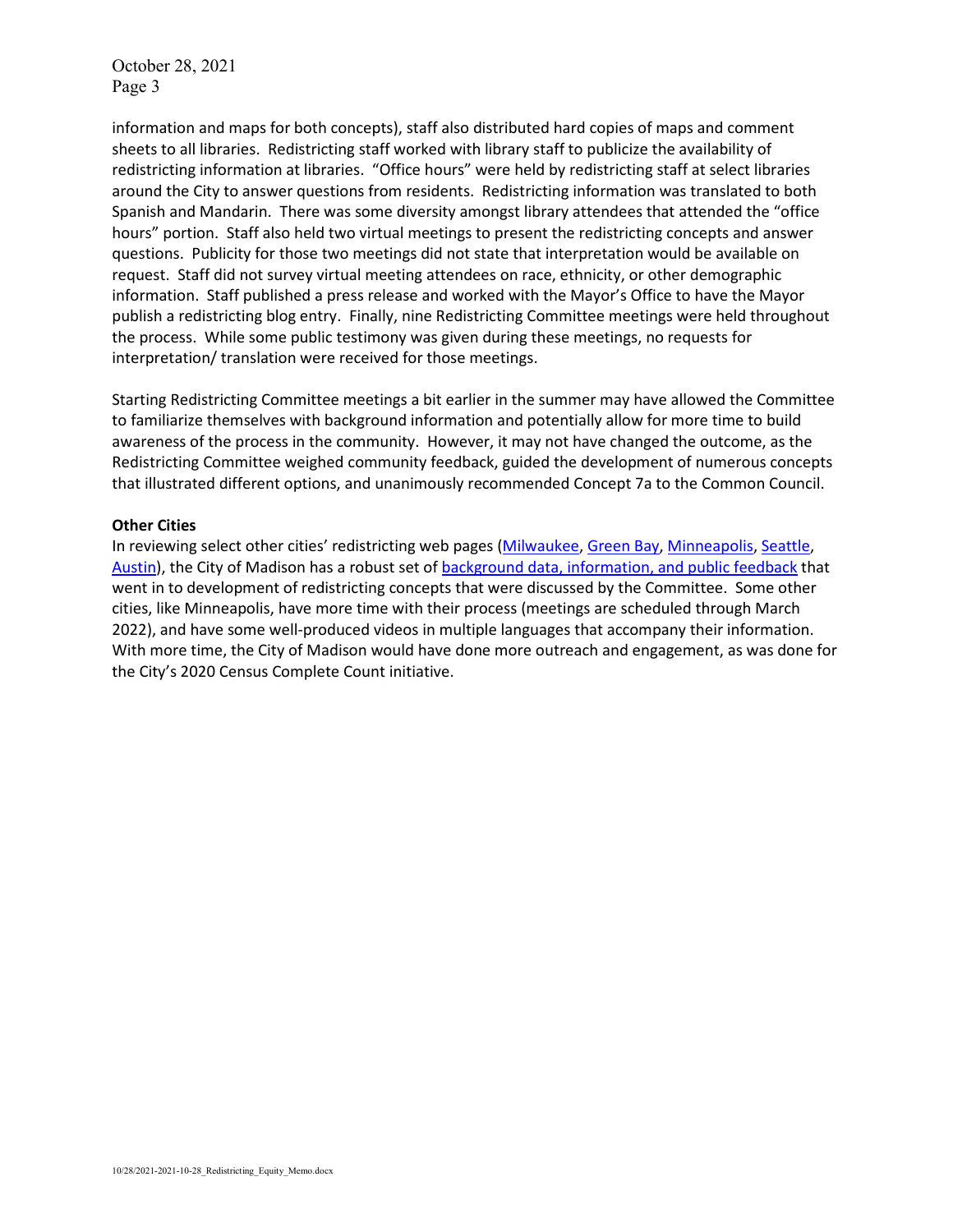information and maps for both concepts), staff also distributed hard copies of maps and comment sheets to all libraries. Redistricting staff worked with library staff to publicize the availability of redistricting information at libraries. "Office hours" were held by redistricting staff at select libraries around the City to answer questions from residents. Redistricting information was translated to both Spanish and Mandarin. There was some diversity amongst library attendees that attended the "office hours" portion. Staff also held two virtual meetings to present the redistricting concepts and answer questions. Publicity for those two meetings did not state that interpretation would be available on request. Staff did not survey virtual meeting attendees on race, ethnicity, or other demographic information. Staff published a press release and worked with the Mayor's Office to have the Mayor publish a redistricting blog entry. Finally, nine Redistricting Committee meetings were held throughout the process. While some public testimony was given during these meetings, no requests for interpretation/ translation were received for those meetings.

Starting Redistricting Committee meetings a bit earlier in the summer may have allowed the Committee to familiarize themselves with background information and potentially allow for more time to build awareness of the process in the community. However, it may not have changed the outcome, as the Redistricting Committee weighed community feedback, guided the development of numerous concepts that illustrated different options, and unanimously recommended Concept 7a to the Common Council.

**Other Cities**

In reviewing select other cities' redistricting web pages (Milwaukee, Green Bay, Minneapolis, Seattle, Austin), the City of Madison has a robust set of background data, information, and public feedback that went in to development of redistricting concepts that were discussed by the Committee. Some other cities, like Minneapolis, have more time with their process (meetings are scheduled through March 2022), and have some well-produced videos in multiple languages that accompany their information. With more time, the City of Madison would have done more outreach and engagement, as was done for the City's 2020 Census Complete Count initiative.